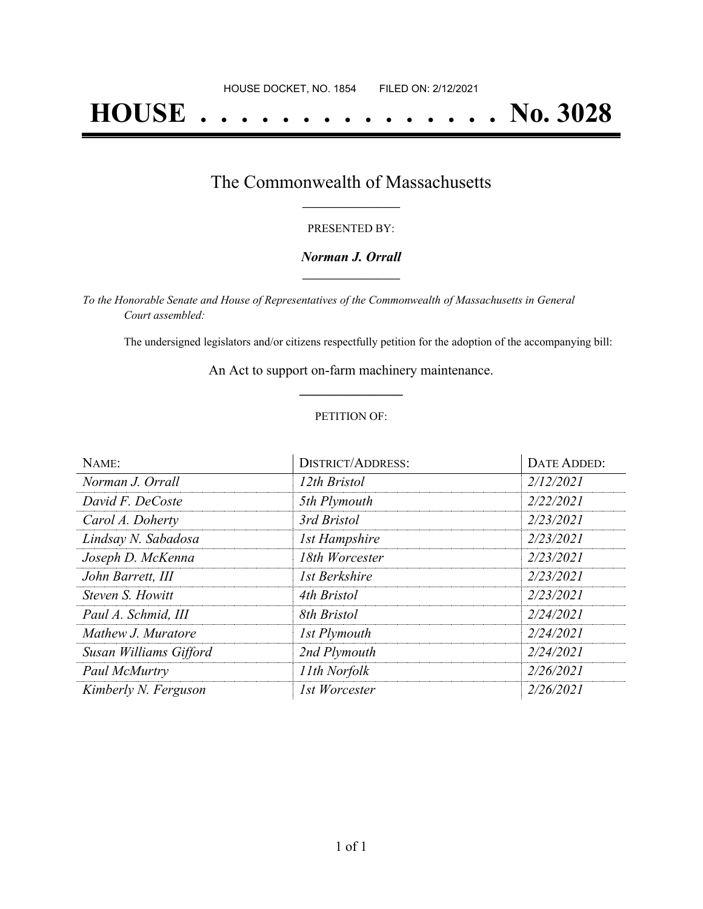HOUSE DOCKET, NO. 1854 FILED ON: 2/12/2021

# HOUSE . . . . . . . . . . . . . . . No. 3028

## The Commonwealth of Massachusetts

PRESENTED BY:

***Norman J. Orrall***

*To the Honorable Senate and House of Representatives of the Commonwealth of Massachusetts in General Court assembled:*

The undersigned legislators and/or citizens respectfully petition for the adoption of the accompanying bill:

An Act to support on-farm machinery maintenance.

PETITION OF:

| NAME: | DISTRICT/ADDRESS: | DATE ADDED: |
|---|---|---|
| *Norman J. Orrall* | *12th Bristol* | *2/12/2021* |
| *David F. DeCoste* | *5th Plymouth* | *2/22/2021* |
| *Carol A. Doherty* | *3rd Bristol* | *2/23/2021* |
| *Lindsay N. Sabadosa* | *1st Hampshire* | *2/23/2021* |
| *Joseph D. McKenna* | *18th Worcester* | *2/23/2021* |
| *John Barrett, III* | *1st Berkshire* | *2/23/2021* |
| *Steven S. Howitt* | *4th Bristol* | *2/23/2021* |
| *Paul A. Schmid, III* | *8th Bristol* | *2/24/2021* |
| *Mathew J. Muratore* | *1st Plymouth* | *2/24/2021* |
| *Susan Williams Gifford* | *2nd Plymouth* | *2/24/2021* |
| *Paul McMurtry* | *11th Norfolk* | *2/26/2021* |
| *Kimberly N. Ferguson* | *1st Worcester* | *2/26/2021* |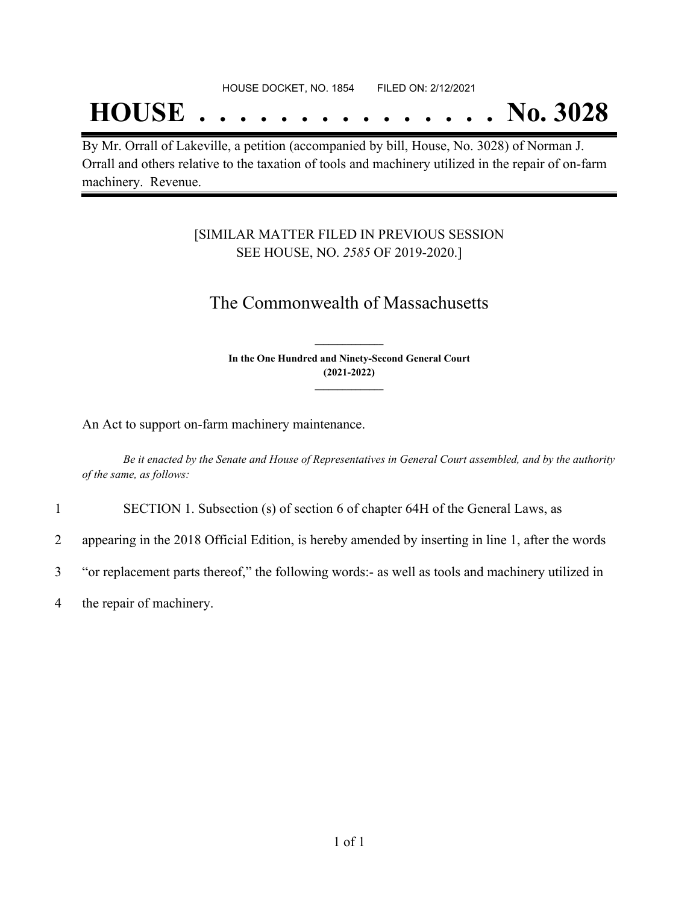HOUSE DOCKET, NO. 1854 FILED ON: 2/12/2021

# HOUSE . . . . . . . . . . . . . . . No. 3028

By Mr. Orrall of Lakeville, a petition (accompanied by bill, House, No. 3028) of Norman J. Orrall and others relative to the taxation of tools and machinery utilized in the repair of on-farm machinery. Revenue.

[SIMILAR MATTER FILED IN PREVIOUS SESSION SEE HOUSE, NO. *2585* OF 2019-2020.]

## The Commonwealth of Massachusetts

**In the One Hundred and Ninety-Second General Court (2021-2022)**

An Act to support on-farm machinery maintenance.

*Be it enacted by the Senate and House of Representatives in General Court assembled, and by the authority of the same, as follows:*

1 SECTION 1. Subsection (s) of section 6 of chapter 64H of the General Laws, as
2 appearing in the 2018 Official Edition, is hereby amended by inserting in line 1, after the words
3 "or replacement parts thereof," the following words:- as well as tools and machinery utilized in
4 the repair of machinery.